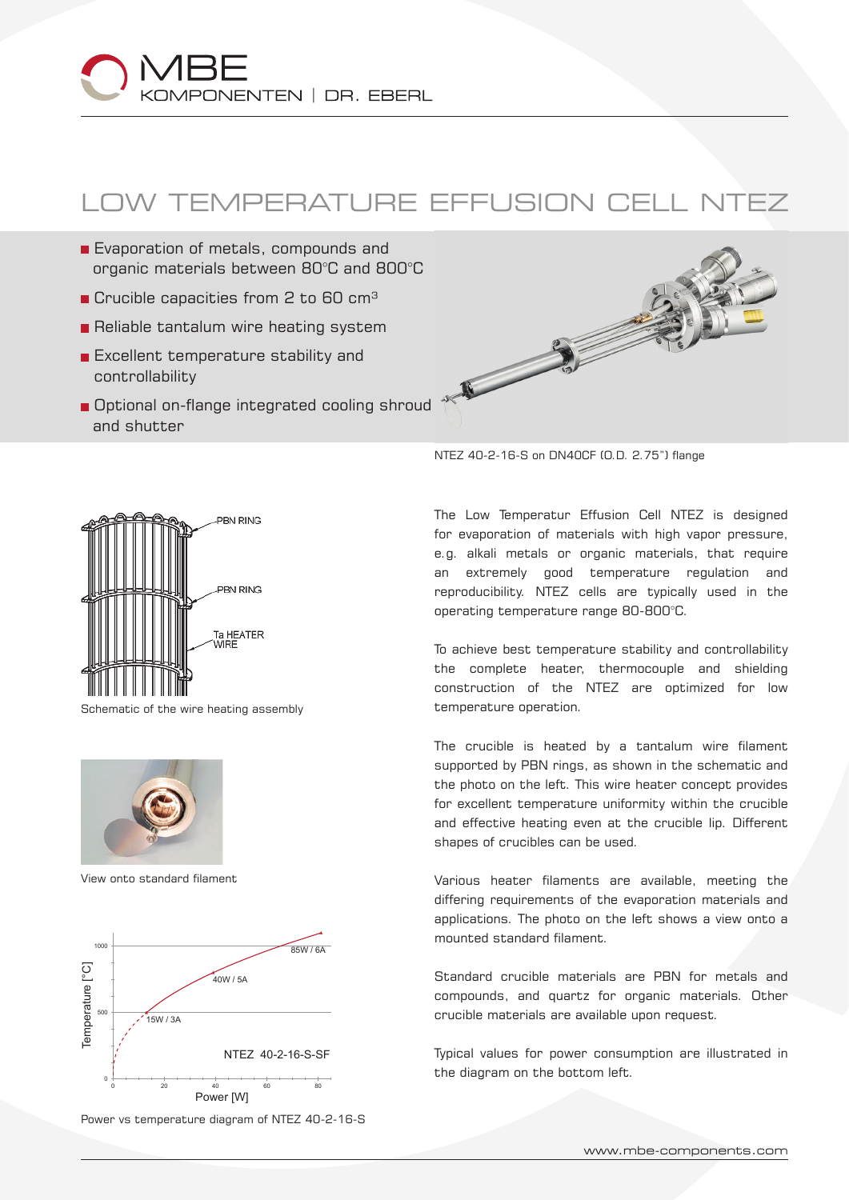# LOW TEMPERATURE EFFUSION CELL NTEZ

- Evaporation of metals, compounds and organic materials between 80°C and 800°C
- Crucible capacities from 2 to 60 cm³
- Reliable tantalum wire heating system
- Excellent temperature stability and controllability
- Optional on-flange integrated cooling shroud and shutter

NTEZ 40-2-16-S on DN40CF (O.D. 2.75") flange

The Low Temperatur Effusion Cell NTEZ is designed for evaporation of materials with high vapor pressure, e.g. alkali metals or organic materials, that require an extremely good temperature regulation and reproducibility. NTEZ cells are typically used in the operating temperature range 80-800°C.

To achieve best temperature stability and controllability the complete heater, thermocouple and shielding construction of the NTEZ are optimized for low temperature operation.

The crucible is heated by a tantalum wire filament supported by PBN rings, as shown in the schematic and the photo on the left. This wire heater concept provides for excellent temperature uniformity within the crucible and effective heating even at the crucible lip. Different shapes of crucibles can be used.

Various heater filaments are available, meeting the differing requirements of the evaporation materials and applications. The photo on the left shows a view onto a mounted standard filament.

Standard crucible materials are PBN for metals and compounds, and quartz for organic materials. Other crucible materials are available upon request.

Typical values for power consumption are illustrated in the diagram on the bottom left.

Schematic of the wire heating assembly

View onto standard filament

Power vs temperature diagram of NTEZ 40-2-16-S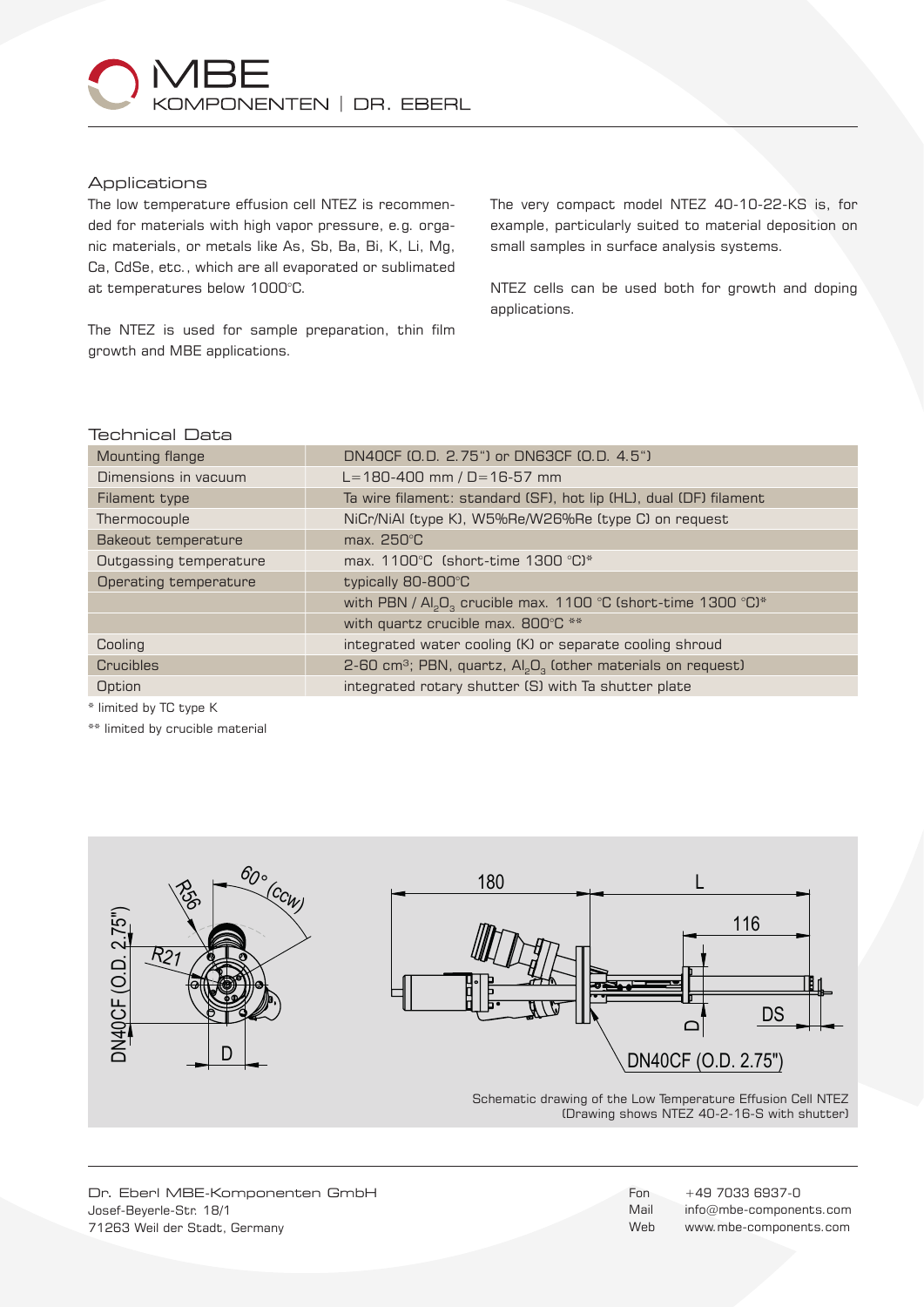## Applications

The low temperature effusion cell NTEZ is recommended for materials with high vapor pressure, e.g. organic materials, or metals like As, Sb, Ba, Bi, K, Li, Mg, Ca, CdSe, etc., which are all evaporated or sublimated at temperatures below 1000°C.

The NTEZ is used for sample preparation, thin film growth and MBE applications.

The very compact model NTEZ 40-10-22-KS is, for example, particularly suited to material deposition on small samples in surface analysis systems.

NTEZ cells can be used both for growth and doping applications.

## Technical Data

| | |
|---|---|
| Mounting flange | DN40CF (O.D. 2.75") or DN63CF (O.D. 4.5") |
| Dimensions in vacuum | L=180-400 mm / D=16-57 mm |
| Filament type | Ta wire filament: standard (SF), hot lip (HL), dual (DF) filament |
| Thermocouple | NiCr/NiAl (type K), W5%Re/W26%Re (type C) on request |
| Bakeout temperature | max. 250°C |
| Outgassing temperature | max. 1100°C (short-time 1300 °C)* |
| Operating temperature | typically 80-800°C |
| | with PBN / $Al_2O_3$ crucible max. 1100 °C (short-time 1300 °C)* |
| | with quartz crucible max. 800°C ** |
| Cooling | integrated water cooling (K) or separate cooling shroud |
| Crucibles | 2-60 cm³; PBN, quartz, $Al_2O_3$ (other materials on request) |
| Option | integrated rotary shutter (S) with Ta shutter plate |

\* limited by TC type K

\*\* limited by crucible material

R56
60° (ccw)
R21
DN40CF (O.D. 2.75")
D
180
L
116
D
DS
DN40CF (O.D. 2.75")

Schematic drawing of the Low Temperature Effusion Cell NTEZ
(Drawing shows NTEZ 40-2-16-S with shutter)

Dr. Eberl MBE-Komponenten GmbH
Josef-Beyerle-Str. 18/1
71263 Weil der Stadt, Germany

Fon +49 7033 6937-0
Mail info@mbe-components.com
Web www.mbe-components.com